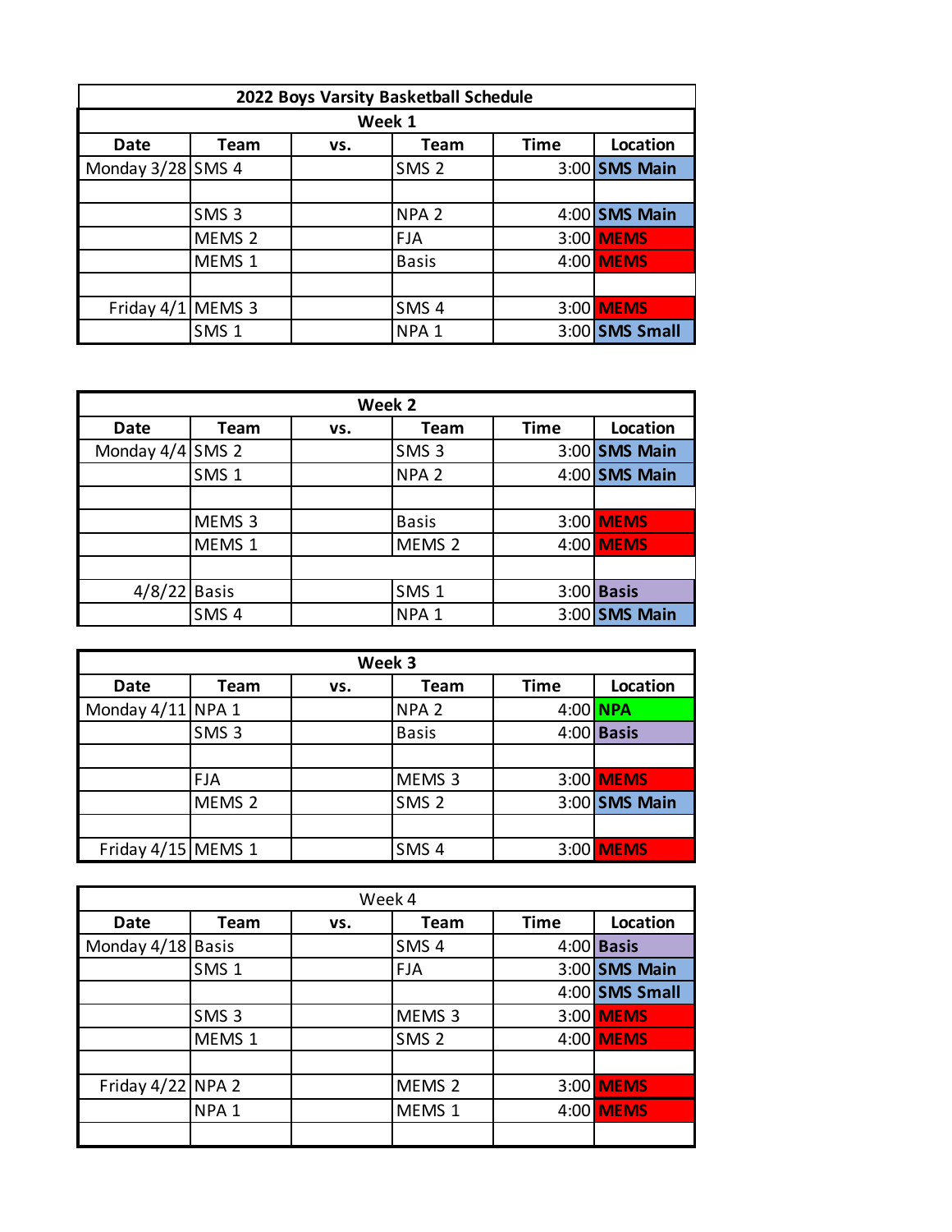# 2022 Boys Varsity Basketball Schedule

## Week 1

| Date | Team | vs. | Team | Time | Location |
|---|---|---|---|---|---|
| Monday 3/28 | SMS 4 | | SMS 2 | 3:00 | SMS Main |
| | | | | | |
| | SMS 3 | | NPA 2 | 4:00 | SMS Main |
| | MEMS 2 | | FJA | 3:00 | MEMS |
| | MEMS 1 | | Basis | 4:00 | MEMS |
| | | | | | |
| Friday 4/1 | MEMS 3 | | SMS 4 | 3:00 | MEMS |
| | SMS 1 | | NPA 1 | 3:00 | SMS Small |

## Week 2

| Date | Team | vs. | Team | Time | Location |
|---|---|---|---|---|---|
| Monday 4/4 | SMS 2 | | SMS 3 | 3:00 | SMS Main |
| | SMS 1 | | NPA 2 | 4:00 | SMS Main |
| | | | | | |
| | MEMS 3 | | Basis | 3:00 | MEMS |
| | MEMS 1 | | MEMS 2 | 4:00 | MEMS |
| | | | | | |
| 4/8/22 | Basis | | SMS 1 | 3:00 | Basis |
| | SMS 4 | | NPA 1 | 3:00 | SMS Main |

## Week 3

| Date | Team | vs. | Team | Time | Location |
|---|---|---|---|---|---|
| Monday 4/11 | NPA 1 | | NPA 2 | 4:00 | NPA |
| | SMS 3 | | Basis | 4:00 | Basis |
| | | | | | |
| | FJA | | MEMS 3 | 3:00 | MEMS |
| | MEMS 2 | | SMS 2 | 3:00 | SMS Main |
| | | | | | |
| Friday 4/15 | MEMS 1 | | SMS 4 | 3:00 | MEMS |

## Week 4

| Date | Team | vs. | Team | Time | Location |
|---|---|---|---|---|---|
| Monday 4/18 | Basis | | SMS 4 | 4:00 | Basis |
| | SMS 1 | | FJA | 3:00 | SMS Main |
| | | | | 4:00 | SMS Small |
| | SMS 3 | | MEMS 3 | 3:00 | MEMS |
| | MEMS 1 | | SMS 2 | 4:00 | MEMS |
| | | | | | |
| Friday 4/22 | NPA 2 | | MEMS 2 | 3:00 | MEMS |
| | NPA 1 | | MEMS 1 | 4:00 | MEMS |
| | | | | | |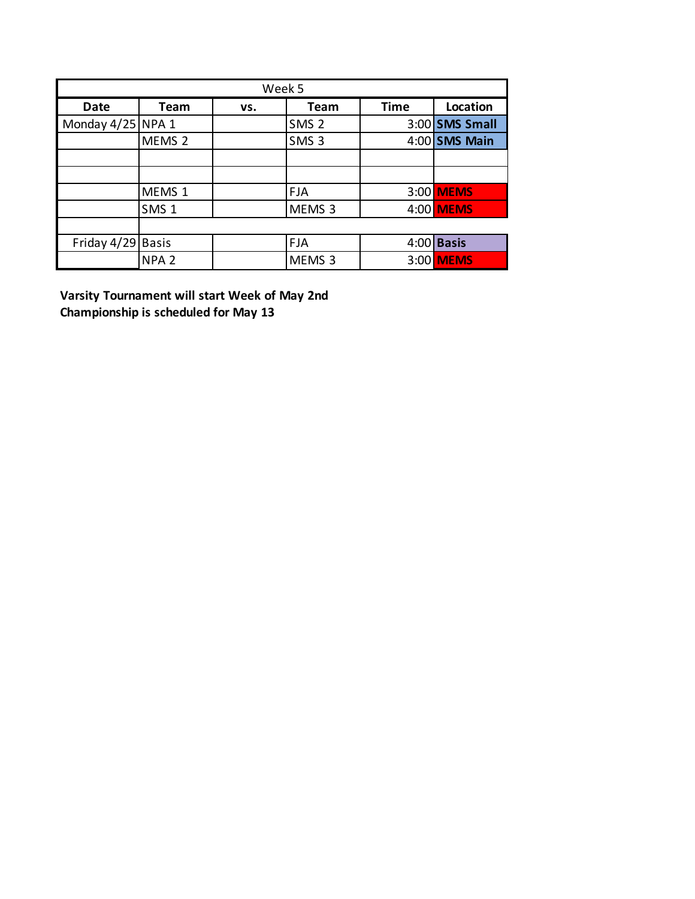| Week 5 | | | | | |
|---|---|---|---|---|---|
| **Date** | **Team** | **vs.** | **Team** | **Time** | **Location** |
| Monday 4/25 | NPA 1 | | SMS 2 | 3:00 | **SMS Small** |
| | MEMS 2 | | SMS 3 | 4:00 | **SMS Main** |
| | | | | | |
| | | | | | |
| | MEMS 1 | | FJA | 3:00 | **MEMS** |
| | SMS 1 | | MEMS 3 | 4:00 | **MEMS** |
| | | | | | |
| Friday 4/29 | Basis | | FJA | 4:00 | **Basis** |
| | NPA 2 | | MEMS 3 | 3:00 | **MEMS** |

**Varsity Tournament will start Week of May 2nd**
**Championship is scheduled for May 13**